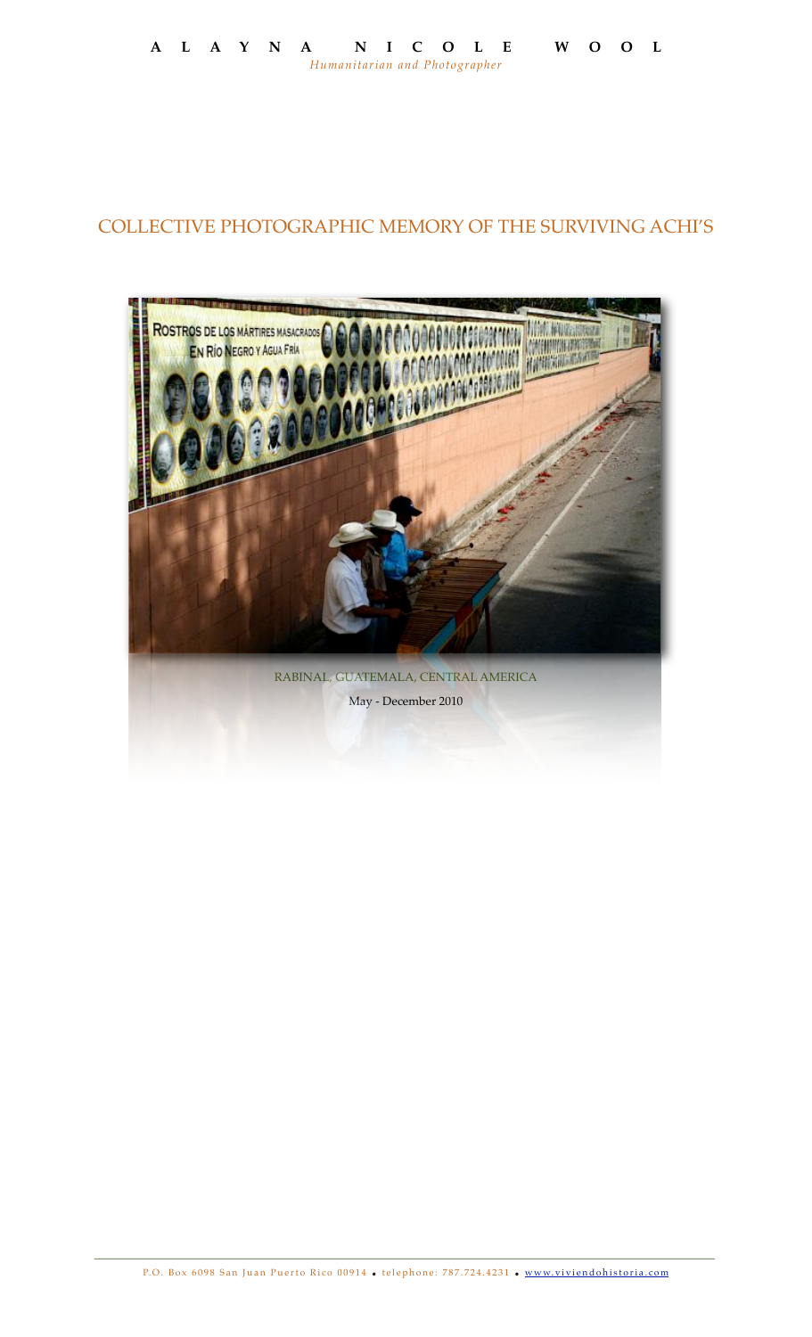**A L A Y N A N I C O L E W O O L**

*Humanitarian and Photographer*

# COLLECTIVE PHOTOGRAPHIC MEMORY OF THE SURVIVING ACHI'S

RABINAL, GUATEMALA, CENTRAL AMERICA

May - December 2010

P.O. Box 6098 San Juan Puerto Rico 00914 • telephone: 787.724.4231 • www.viviendohistoria.com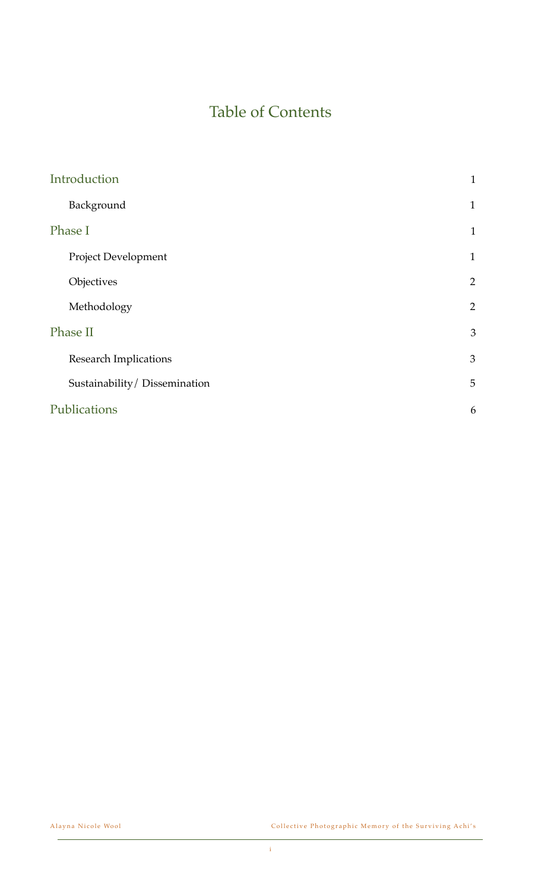# Table of Contents

| | |
|---|---|
| Introduction | 1 |
| Background | 1 |
| Phase I | 1 |
| Project Development | 1 |
| Objectives | 2 |
| Methodology | 2 |
| Phase II | 3 |
| Research Implications | 3 |
| Sustainability/ Dissemination | 5 |
| Publications | 6 |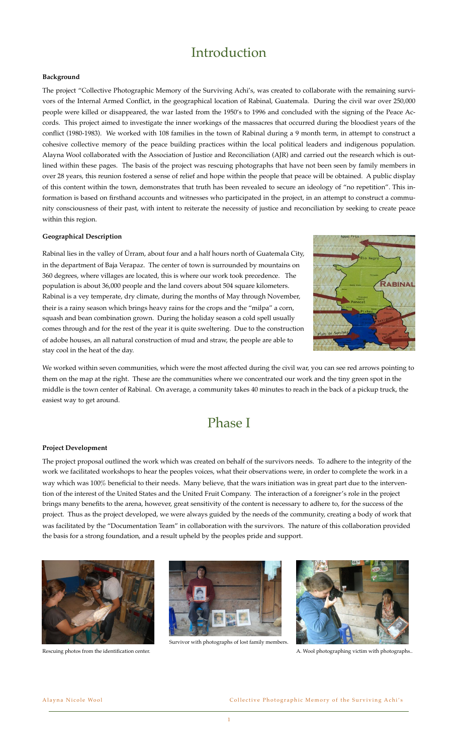# Introduction

**Background**

The project "Collective Photographic Memory of the Surviving Achi's, was created to collaborate with the remaining survivors of the Internal Armed Conflict, in the geographical location of Rabinal, Guatemala. During the civil war over 250,000 people were killed or disappeared, the war lasted from the 1950's to 1996 and concluded with the signing of the Peace Accords. This project aimed to investigate the inner workings of the massacres that occurred during the bloodiest years of the conflict (1980-1983). We worked with 108 families in the town of Rabinal during a 9 month term, in attempt to construct a cohesive collective memory of the peace building practices within the local political leaders and indigenous population. Alayna Wool collaborated with the Association of Justice and Reconciliation (AJR) and carried out the research which is outlined within these pages. The basis of the project was rescuing photographs that have not been seen by family members in over 28 years, this reunion fostered a sense of relief and hope within the people that peace will be obtained. A public display of this content within the town, demonstrates that truth has been revealed to secure an ideology of "no repetition". This information is based on firsthand accounts and witnesses who participated in the project, in an attempt to construct a community consciousness of their past, with intent to reiterate the necessity of justice and reconciliation by seeking to create peace within this region.

**Geographical Description**

Rabinal lies in the valley of Ürram, about four and a half hours north of Guatemala City, in the department of Baja Verapaz. The center of town is surrounded by mountains on 360 degrees, where villages are located, this is where our work took precedence. The population is about 36,000 people and the land covers about 504 square kilometers. Rabinal is a vey temperate, dry climate, during the months of May through November, their is a rainy season which brings heavy rains for the crops and the "milpa" a corn, squash and bean combination grown. During the holiday season a cold spell usually comes through and for the rest of the year it is quite sweltering. Due to the construction of adobe houses, an all natural construction of mud and straw, the people are able to stay cool in the heat of the day.

We worked within seven communities, which were the most affected during the civil war, you can see red arrows pointing to them on the map at the right. These are the communities where we concentrated our work and the tiny green spot in the middle is the town center of Rabinal. On average, a community takes 40 minutes to reach in the back of a pickup truck, the easiest way to get around.

# Phase I

**Project Development**

The project proposal outlined the work which was created on behalf of the survivors needs. To adhere to the integrity of the work we facilitated workshops to hear the peoples voices, what their observations were, in order to complete the work in a way which was 100% beneficial to their needs. Many believe, that the wars initiation was in great part due to the intervention of the interest of the United States and the United Fruit Company. The interaction of a foreigner's role in the project brings many benefits to the arena, however, great sensitivity of the content is necessary to adhere to, for the success of the project. Thus as the project developed, we were always guided by the needs of the community, creating a body of work that was facilitated by the "Documentation Team" in collaboration with the survivors. The nature of this collaboration provided the basis for a strong foundation, and a result upheld by the peoples pride and support.

Rescuing photos from the identification center.

Survivor with photographs of lost family members.

A. Wool photographing victim with photographs..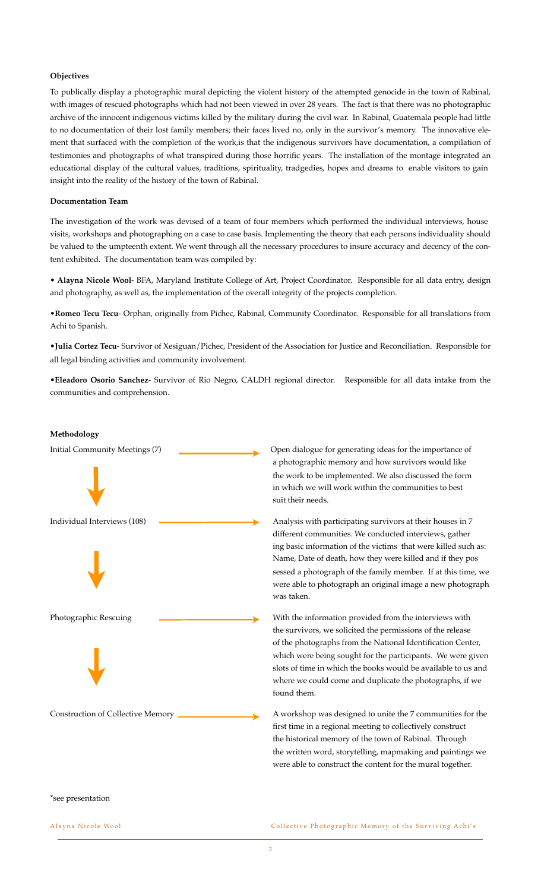**Objectives**

To publically display a photographic mural depicting the violent history of the attempted genocide in the town of Rabinal, with images of rescued photographs which had not been viewed in over 28 years. The fact is that there was no photographic archive of the innocent indigenous victims killed by the military during the civil war. In Rabinal, Guatemala people had little to no documentation of their lost family members; their faces lived no, only in the survivor's memory. The innovative element that surfaced with the completion of the work,is that the indigenous survivors have documentation, a compilation of testimonies and photographs of what transpired during those horrific years. The installation of the montage integrated an educational display of the cultural values, traditions, spirituality, tradgedies, hopes and dreams to enable visitors to gain insight into the reality of the history of the town of Rabinal.

**Documentation Team**

The investigation of the work was devised of a team of four members which performed the individual interviews, house visits, workshops and photographing on a case to case basis. Implementing the theory that each persons individuality should be valued to the umpteenth extent. We went through all the necessary procedures to insure accuracy and decency of the content exhibited. The documentation team was compiled by:

- **Alayna Nicole Wool**- BFA, Maryland Institute College of Art, Project Coordinator. Responsible for all data entry, design and photography, as well as, the implementation of the overall integrity of the projects completion.
- **Romeo Tecu Tecu**- Orphan, originally from Pichec, Rabinal, Community Coordinator. Responsible for all translations from Achi to Spanish.
- **Julia Cortez Tecu**- Survivor of Xesiguan/Pichec, President of the Association for Justice and Reconciliation. Responsible for all legal binding activities and community involvement.
- **Eleadoro Osorio Sanchez**- Survivor of Rio Negro, CALDH regional director. Responsible for all data intake from the communities and comprehension.

**Methodology**

Initial Community Meetings (7) → Open dialogue for generating ideas for the importance of a photographic memory and how survivors would like the work to be implemented. We also discussed the form in which we will work within the communities to best suit their needs.

↓

Individual Interviews (108) → Analysis with participating survivors at their houses in 7 different communities. We conducted interviews, gathering basic information of the victims that were killed such as: Name, Date of death, how they were killed and if they possessed a photograph of the family member. If at this time, we were able to photograph an original image a new photograph was taken.

↓

Photographic Rescuing → With the information provided from the interviews with the survivors, we solicited the permissions of the release of the photographs from the National Identification Center, which were being sought for the participants. We were given slots of time in which the books would be available to us and where we could come and duplicate the photographs, if we found them.

↓

Construction of Collective Memory → A workshop was designed to unite the 7 communities for the first time in a regional meeting to collectively construct the historical memory of the town of Rabinal. Through the written word, storytelling, mapmaking and paintings we were able to construct the content for the mural together.

*see presentation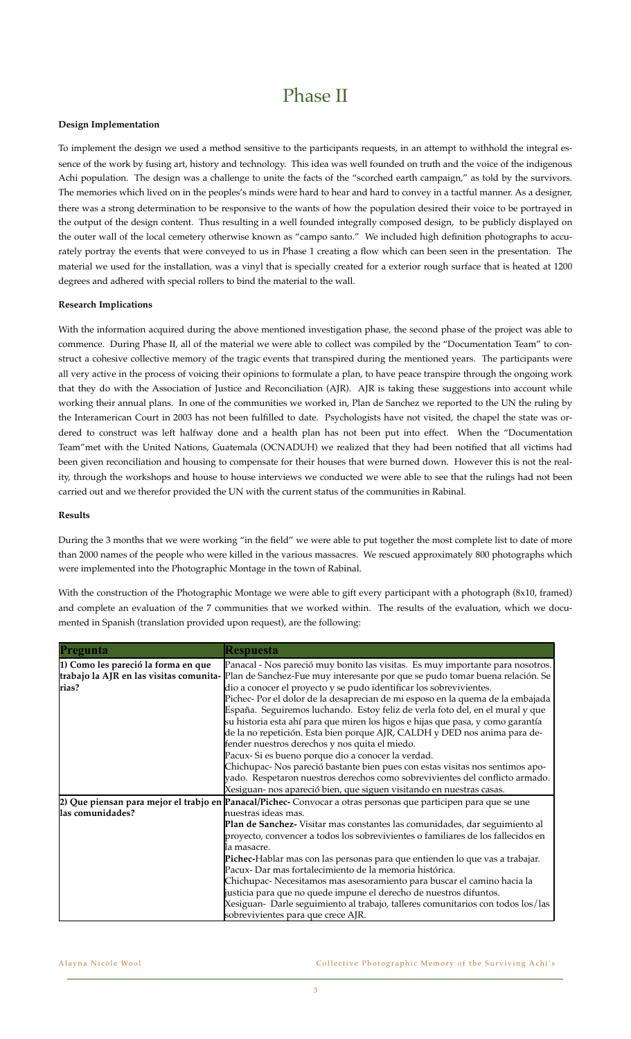# Phase II

**Design Implementation**

To implement the design we used a method sensitive to the participants requests, in an attempt to withhold the integral essence of the work by fusing art, history and technology. This idea was well founded on truth and the voice of the indigenous Achi population. The design was a challenge to unite the facts of the "scorched earth campaign," as told by the survivors. The memories which lived on in the peoples's minds were hard to hear and hard to convey in a tactful manner. As a designer, there was a strong determination to be responsive to the wants of how the population desired their voice to be portrayed in the output of the design content. Thus resulting in a well founded integrally composed design, to be publicly displayed on the outer wall of the local cemetery otherwise known as "campo santo." We included high definition photographs to accurately portray the events that were conveyed to us in Phase 1 creating a flow which can been seen in the presentation. The material we used for the installation, was a vinyl that is specially created for a exterior rough surface that is heated at 1200 degrees and adhered with special rollers to bind the material to the wall.

**Research Implications**

With the information acquired during the above mentioned investigation phase, the second phase of the project was able to commence. During Phase II, all of the material we were able to collect was compiled by the "Documentation Team" to construct a cohesive collective memory of the tragic events that transpired during the mentioned years. The participants were all very active in the process of voicing their opinions to formulate a plan, to have peace transpire through the ongoing work that they do with the Association of Justice and Reconciliation (AJR). AJR is taking these suggestions into account while working their annual plans. In one of the communities we worked in, Plan de Sanchez we reported to the UN the ruling by the Interamerican Court in 2003 has not been fulfilled to date. Psychologists have not visited, the chapel the state was ordered to construct was left halfway done and a health plan has not been put into effect. When the "Documentation Team"met with the United Nations, Guatemala (OCNADUH) we realized that they had been notified that all victims had been given reconciliation and housing to compensate for their houses that were burned down. However this is not the reality, through the workshops and house to house interviews we conducted we were able to see that the rulings had not been carried out and we therefor provided the UN with the current status of the communities in Rabinal.

**Results**

During the 3 months that we were working "in the field" we were able to put together the most complete list to date of more than 2000 names of the people who were killed in the various massacres. We rescued approximately 800 photographs which were implemented into the Photographic Montage in the town of Rabinal.

With the construction of the Photographic Montage we were able to gift every participant with a photograph (8x10, framed) and complete an evaluation of the 7 communities that we worked within. The results of the evaluation, which we documented in Spanish (translation provided upon request), are the following:

| Pregunta | Respuesta |
|---|---|
| **1) Como les pareció la forma en que trabajo la AJR en las visitas comunitarias?** | Panacal - Nos pareció muy bonito las visitas. Es muy importante para nosotros.<br>Plan de Sanchez-Fue muy interesante por que se pudo tomar buena relación. Se dio a conocer el proyecto y se pudo identificar los sobrevivientes.<br>Pichec- Por el dolor de la desaprecian de mi esposo en la quema de la embajada España. Seguiremos luchando. Estoy feliz de verla foto del, en el mural y que su historia esta ahí para que miren los higos e hijas que pasa, y como garantía de la no repetición. Esta bien porque AJR, CALDH y DED nos anima para defender nuestros derechos y nos quita el miedo.<br>Pacux- Si es bueno porque dio a conocer la verdad.<br>Chichupac- Nos pareció bastante bien pues con estas visitas nos sentimos apoyado. Respetaron nuestros derechos como sobrevivientes del conflicto armado.<br>Xesiguan- nos apareció bien, que siguen visitando en nuestras casas. |
| **2) Que piensan para mejor el trabjo en las comunidades?** | **Panacal/Pichec-** Convocar a otras personas que participen para que se une nuestras ideas mas.<br>**Plan de Sanchez-** Visitar mas constantes las comunidades, dar seguimiento al proyecto, convencer a todos los sobrevivientes o familiares de los fallecidos en la masacre.<br>**Pichec-**Hablar mas con las personas para que entienden lo que vas a trabajar.<br>Pacux- Dar mas fortalecimiento de la memoria histórica.<br>Chichupac- Necesitamos mas asesoramiento para buscar el camino hacia la justicia para que no quede impune el derecho de nuestros difuntos.<br>Xesiguan- Darle seguimiento al trabajo, talleres comunitarios con todos los/las sobrevivientes para que crece AJR. |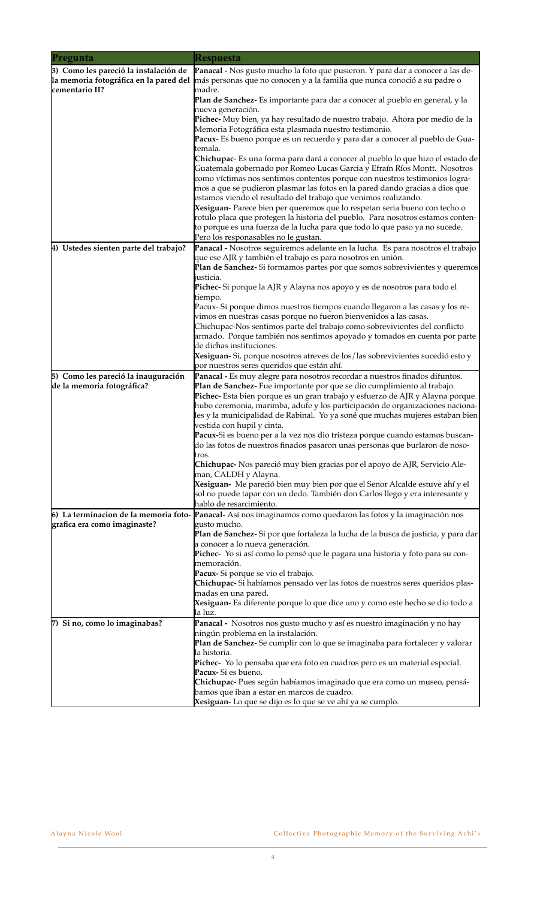| Pregunta | Respuesta |
| --- | --- |
| **3) Como les pareció la instalación de la memoria fotográfica en la pared del cementario II?** | **Panacal -** Nos gusto mucho la foto que pusieron. Y para dar a conocer a las demás personas que no conocen y a la familia que nunca conoció a su padre o madre.<br>**Plan de Sanchez-** Es importante para dar a conocer al pueblo en general, y la nueva generación.<br>**Pichec-** Muy bien, ya hay resultado de nuestro trabajo. Ahora por medio de la Memoria Fotográfica esta plasmada nuestro testimonio.<br>**Pacux**- Es bueno porque es un recuerdo y para dar a conocer al pueblo de Guatemala.<br>**Chichupac**- Es una forma para dará a conocer al pueblo lo que hizo el estado de Guatemala gobernado por Romeo Lucas Garcia y Efraín Ríos Montt. Nosotros como víctimas nos sentimos contentos porque con nuestros testimonios logramos a que se pudieron plasmar las fotos en la pared dando gracias a dios que estamos viendo el resultado del trabajo que venimos realizando.<br>**Xesiguan**- Parece bien per queremos que lo respetan seria bueno con techo o rotulo placa que protegen la historia del pueblo. Para nosotros estamos contento porque es una fuerza de la lucha para que todo lo que paso ya no sucede. Pero los responsables no le gustan. |
| **4) Ustedes sienten parte del trabajo?** | **Panacal -** Nosotros seguiremos adelante en la lucha. Es para nosotros el trabajo que ese AJR y también el trabajo es para nosotros en unión.<br>**Plan de Sanchez-** Si formamos partes por que somos sobrevivientes y queremos justicia.<br>**Pichec-** Si porque la AJR y Alayna nos apoyo y es de nosotros para todo el tiempo.<br>Pacux- Si porque dimos nuestros tiempos cuando llegaron a las casas y los recibimos en nuestras casas porque no fueron bienvenidos a las casas.<br>Chichupac-Nos sentimos parte del trabajo como sobrevivientes del conflicto armado. Porque también nos sentimos apoyado y tomados en cuenta por parte de dichas instituciones.<br>**Xesiguan-** Si, porque nosotros atreves de los/las sobrevivientes sucedió esto y por nuestros seres queridos que están ahí. |
| **5) Como les pareció la inauguración de la memoria fotográfica?** | **Panacal -** Es muy alegre para nosotros recordar a nuestros finados difuntos.<br>**Plan de Sanchez-** Fue importante por que se dio cumplimiento al trabajo.<br>**Pichec-** Esta bien porque es un gran trabajo y esfuerzo de AJR y Alayna porque hubo ceremonia, marimba, adufe y los participación de organizaciones nacionales y la municipalidad de Rabinal. Yo ya soné que muchas mujeres estaban bien vestida con hupil y cinta.<br>**Pacux-**Si es bueno per a la vez nos dio tristeza porque cuando estamos buscando las fotos de nuestros finados pasaron unas personas que burlaron de nosotros.<br>**Chichupac-** Nos pareció muy bien gracias por el apoyo de AJR, Servicio Aleman, CALDH y Alayna.<br>**Xesiguan-** Me pareció bien muy bien por que el Senor Alcalde estuve ahí y el sol no puede tapar con un dedo. También don Carlos llego y era interesante y hablo de resarcimiento. |
| **6) La terminacion de la memoria fotografica era como imaginaste?** | **Panacal-** Así nos imaginamos como quedaron las fotos y la imaginación nos gusto mucho.<br>**Plan de Sanchez-** Si por que fortaleza la lucha de la busca de justicia, y para dar a conocer a lo nueva generación.<br>**Pichec-** Yo si así como lo pensé que le pagara una historia y foto para su conmemoración.<br>**Pacux-** Si porque se vio el trabajo.<br>**Chichupac-** Si habíamos pensado ver las fotos de nuestros seres queridos plasmadas en una pared.<br>**Xesiguan-** Es diferente porque lo que dice uno y como este hecho se dio todo a la luz. |
| **7) Si no, como lo imaginabas?** | **Panacal -** Nosotros nos gusto mucho y así es nuestro imaginación y no hay ningún problema en la instalación.<br>**Plan de Sanchez-** Se cumplir con lo que se imaginaba para fortalecer y valorar la historia.<br>**Pichec-** Yo lo pensaba que era foto en cuadros pero es un material especial.<br>**Pacux-** Si es bueno.<br>**Chichupac-** Pues según habíamos imaginado que era como un museo, pensábamos que iban a estar en marcos de cuadro.<br>**Xesiguan-** Lo que se dijo es lo que se ve ahí ya se cumplo. |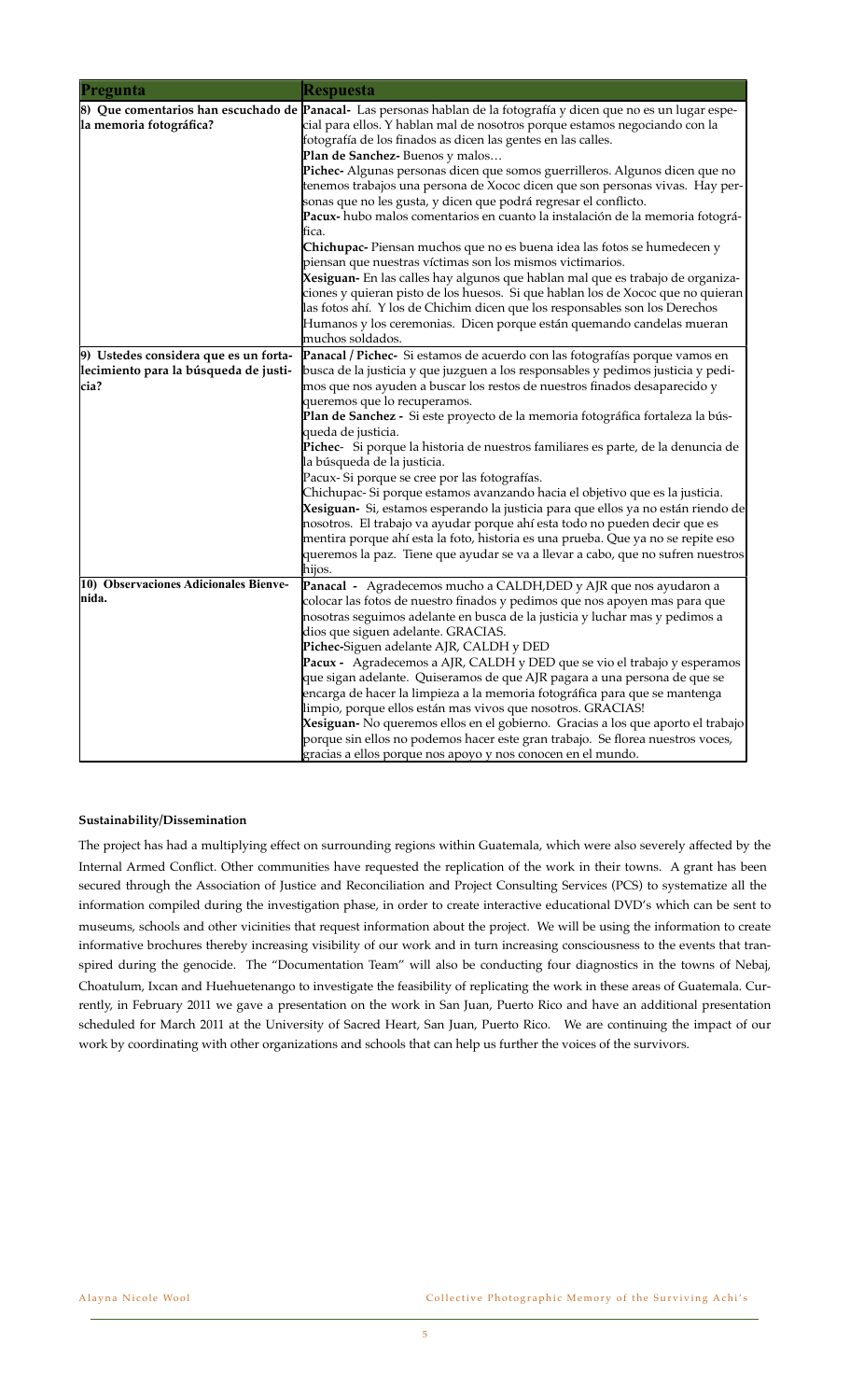| Pregunta | Respuesta |
|---|---|
| 8) Que comentarios han escuchado de la memoria fotográfica? | **Panacal-** Las personas hablan de la fotografía y dicen que no es un lugar especial para ellos. Y hablan mal de nosotros porque estamos negociando con la fotografía de los finados as dicen las gentes en las calles.<br>**Plan de Sanchez-** Buenos y malos…<br>**Pichec-** Algunas personas dicen que somos guerrilleros. Algunos dicen que no tenemos trabajos una persona de Xococ dicen que son personas vivas. Hay personas que no les gusta, y dicen que podrá regresar el conflicto.<br>**Pacux-** hubo malos comentarios en cuanto la instalación de la memoria fotográfica.<br>**Chichupac-** Piensan muchos que no es buena idea las fotos se humedecen y piensan que nuestras víctimas son los mismos victimarios.<br>**Xesiguan-** En las calles hay algunos que hablan mal que es trabajo de organizaciones y quieran pisto de los huesos. Si que hablan los de Xococ que no quieran las fotos ahí. Y los de Chichim dicen que los responsables son los Derechos Humanos y los ceremonias. Dicen porque están quemando candelas mueran muchos soldados. |
| 9) Ustedes considera que es un fortalecimiento para la búsqueda de justicia? | **Panacal / Pichec-** Si estamos de acuerdo con las fotografías porque vamos en busca de la justicia y que juzguen a los responsables y pedimos justicia y pedimos que nos ayuden a buscar los restos de nuestros finados desaparecido y queremos que lo recuperamos.<br>**Plan de Sanchez -** Si este proyecto de la memoria fotográfica fortaleza la búsqueda de justicia.<br>**Pichec**- Si porque la historia de nuestros familiares es parte, de la denuncia de la búsqueda de la justicia.<br>Pacux- Si porque se cree por las fotografías.<br>Chichupac- Si porque estamos avanzando hacia el objetivo que es la justicia.<br>**Xesiguan-** Si, estamos esperando la justicia para que ellos ya no están riendo de nosotros. El trabajo va ayudar porque ahí esta todo no pueden decir que es mentira porque ahí esta la foto, historia es una prueba. Que ya no se repite eso queremos la paz. Tiene que ayudar se va a llevar a cabo, que no sufren nuestros hijos. |
| 10) Observaciones Adicionales Bienvenida. | **Panacal -** Agradecemos mucho a CALDH,DED y AJR que nos ayudaron a colocar las fotos de nuestro finados y pedimos que nos apoyen mas para que nosotras seguimos adelante en busca de la justicia y luchar mas y pedimos a dios que siguen adelante. GRACIAS.<br>**Pichec-**Siguen adelante AJR, CALDH y DED<br>**Pacux -** Agradecemos a AJR, CALDH y DED que se vio el trabajo y esperamos que sigan adelante. Quiseramos de que AJR pagara a una persona de que se encarga de hacer la limpieza a la memoria fotográfica para que se mantenga limpio, porque ellos están mas vivos que nosotros. GRACIAS!<br>**Xesiguan-** No queremos ellos en el gobierno. Gracias a los que aporto el trabajo porque sin ellos no podemos hacer este gran trabajo. Se florea nuestros voces, gracias a ellos porque nos apoyo y nos conocen en el mundo. |

**Sustainability/Dissemination**

The project has had a multiplying effect on surrounding regions within Guatemala, which were also severely affected by the Internal Armed Conflict. Other communities have requested the replication of the work in their towns. A grant has been secured through the Association of Justice and Reconciliation and Project Consulting Services (PCS) to systematize all the information compiled during the investigation phase, in order to create interactive educational DVD's which can be sent to museums, schools and other vicinities that request information about the project. We will be using the information to create informative brochures thereby increasing visibility of our work and in turn increasing consciousness to the events that transpired during the genocide. The "Documentation Team" will also be conducting four diagnostics in the towns of Nebaj, Choatulum, Ixcan and Huehuetenango to investigate the feasibility of replicating the work in these areas of Guatemala. Currently, in February 2011 we gave a presentation on the work in San Juan, Puerto Rico and have an additional presentation scheduled for March 2011 at the University of Sacred Heart, San Juan, Puerto Rico. We are continuing the impact of our work by coordinating with other organizations and schools that can help us further the voices of the survivors.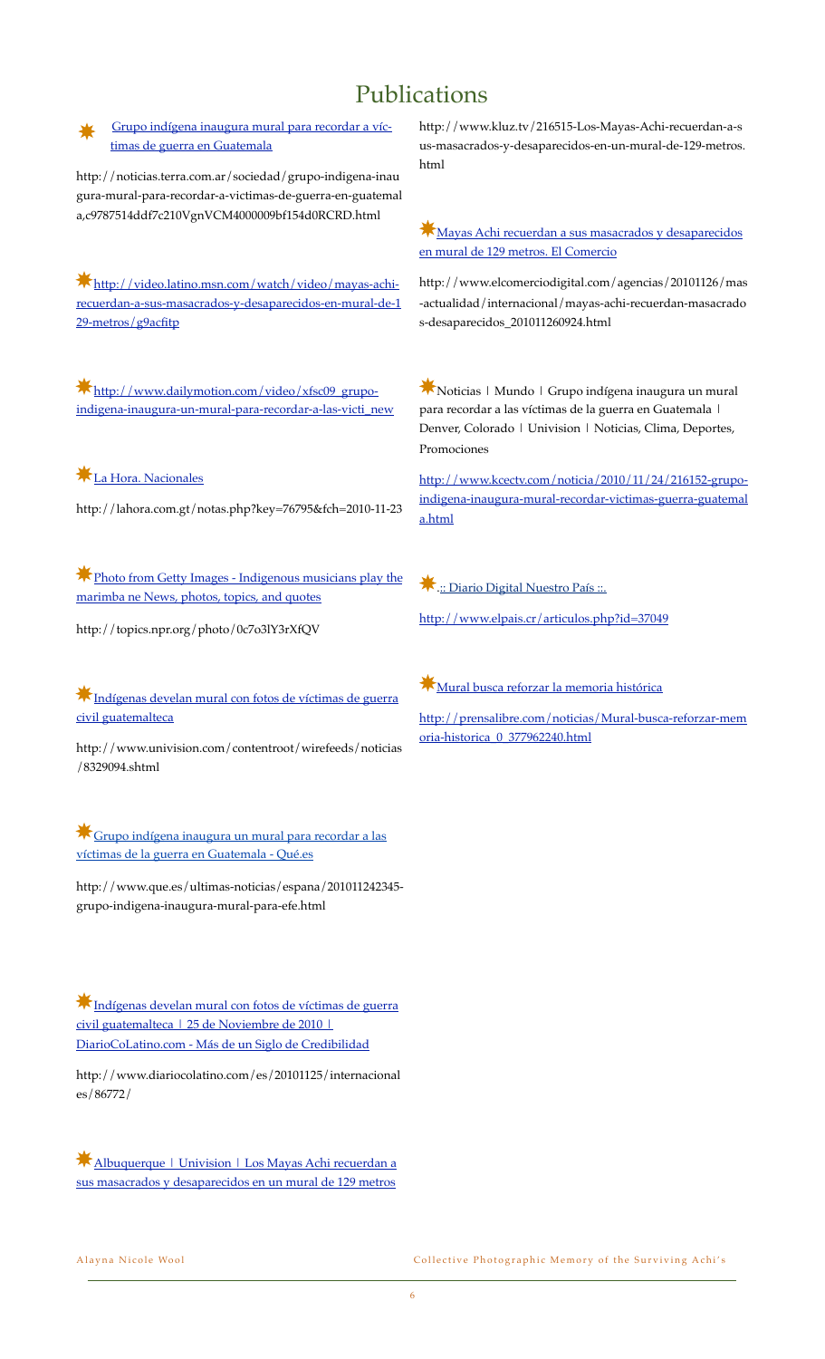# Publications

[Grupo indígena inaugura mural para recordar a víctimas de guerra en Guatemala]

http://noticias.terra.com.ar/sociedad/grupo-indigena-inaugura-mural-para-recordar-a-victimas-de-guerra-en-guatemala,c9787514ddf7c210VgnVCM4000009bf154d0RCRD.html

http://video.latino.msn.com/watch/video/mayas-achi-recuerdan-a-sus-masacrados-y-desaparecidos-en-mural-de-129-metros/g9acfitp

http://www.dailymotion.com/video/xfsc09_grupo-indigena-inaugura-un-mural-para-recordar-a-las-victi_new

La Hora. Nacionales

http://lahora.com.gt/notas.php?key=76795&fch=2010-11-23

Photo from Getty Images - Indigenous musicians play the marimba ne News, photos, topics, and quotes

http://topics.npr.org/photo/0c7o3lY3rXfQV

Indígenas develan mural con fotos de víctimas de guerra civil guatemalteca

http://www.univision.com/contentroot/wirefeeds/noticias/8329094.shtml

Grupo indígena inaugura un mural para recordar a las víctimas de la guerra en Guatemala - Qué.es

http://www.que.es/ultimas-noticias/espana/201011242345-grupo-indigena-inaugura-mural-para-efe.html

Indígenas develan mural con fotos de víctimas de guerra civil guatemalteca | 25 de Noviembre de 2010 | DiarioCoLatino.com - Más de un Siglo de Credibilidad

http://www.diariocolatino.com/es/20101125/internacionales/86772/

Albuquerque | Univision | Los Mayas Achi recuerdan a sus masacrados y desaparecidos en un mural de 129 metros

http://www.kluz.tv/216515-Los-Mayas-Achi-recuerdan-a-sus-masacrados-y-desaparecidos-en-un-mural-de-129-metros.html

Mayas Achi recuerdan a sus masacrados y desaparecidos en mural de 129 metros. El Comercio

http://www.elcomerciodigital.com/agencias/20101126/mas-actualidad/internacional/mayas-achi-recuerdan-masacrados-desaparecidos_201011260924.html

Noticias | Mundo | Grupo indígena inaugura un mural para recordar a las víctimas de la guerra en Guatemala | Denver, Colorado | Univision | Noticias, Clima, Deportes, Promociones

http://www.kcectv.com/noticia/2010/11/24/216152-grupo-indigena-inaugura-mural-recordar-victimas-guerra-guatemala.html

.:: Diario Digital Nuestro País ::.

http://www.elpais.cr/articulos.php?id=37049

Mural busca reforzar la memoria histórica

http://prensalibre.com/noticias/Mural-busca-reforzar-memoria-historica_0_377962240.html